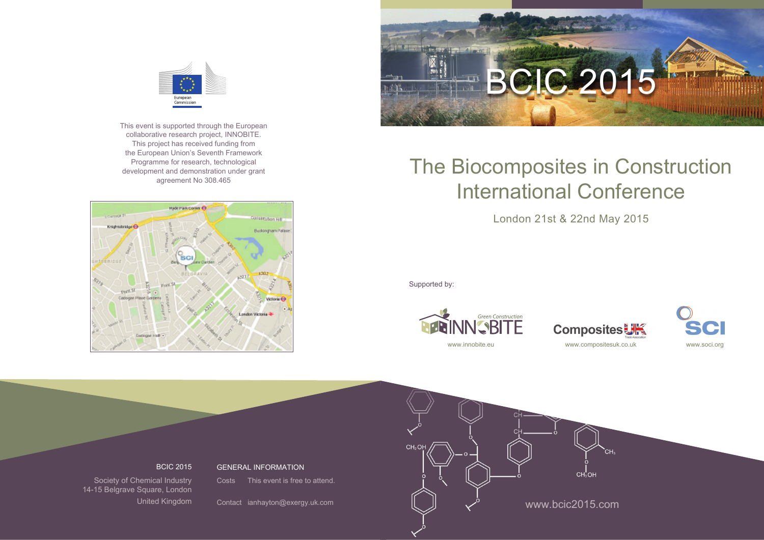European Commission

This event is supported through the European collaborative research project, INNOBITE. This project has received funding from the European Union's Seventh Framework Programme for research, technological development and demonstration under grant agreement No 308.465

# BCIC 2015

# The Biocomposites in Construction International Conference

London 21st & 22nd May 2015

Supported by:

- INNOBITE – Green Construction – www.innobite.eu
- Composites UK – Trade Association – www.compositesuk.co.uk
- SCI – www.soci.org

**BCIC 2015**

Society of Chemical Industry
14-15 Belgrave Square, London
United Kingdom

**GENERAL INFORMATION**

Costs This event is free to attend.

Contact ianhayton@exergy.uk.com

www.bcic2015.com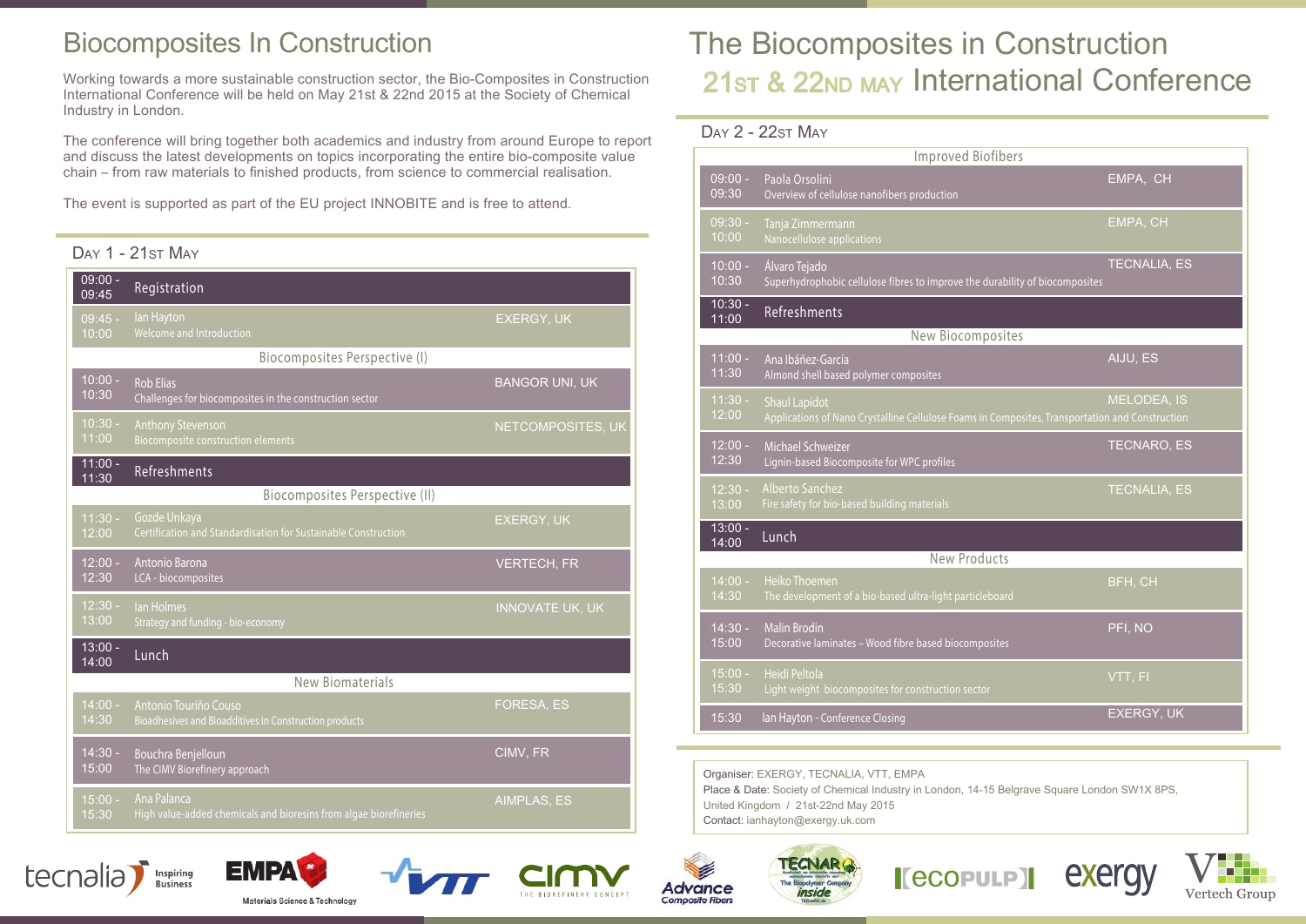# Biocomposites In Construction

Working towards a more sustainable construction sector, the Bio-Composites in Construction International Conference will be held on May 21st & 22nd 2015 at the Society of Chemical Industry in London.

The conference will bring together both academics and industry from around Europe to report and discuss the latest developments on topics incorporating the entire bio-composite value chain – from raw materials to finished products, from science to commercial realisation.

The event is supported as part of the EU project INNOBITE and is free to attend.

## Day 1 - 21st May

| | | |
|---|---|---|
| 09:00 - 09:45 | Registration | |
| 09:45 - 10:00 | Ian Hayton<br>Welcome and Introduction | EXERGY, UK |
| | **Biocomposites Perspective (I)** | |
| 10:00 - 10:30 | Rob Elias<br>Challenges for biocomposites in the construction sector | BANGOR UNI, UK |
| 10:30 - 11:00 | Anthony Stevenson<br>Biocomposite construction elements | NETCOMPOSITES, UK |
| 11:00 - 11:30 | Refreshments | |
| | **Biocomposites Perspective (II)** | |
| 11:30 - 12:00 | Gozde Unkaya<br>Certification and Standardisation for Sustainable Construction | EXERGY, UK |
| 12:00 - 12:30 | Antonio Barona<br>LCA - biocomposites | VERTECH, FR |
| 12:30 - 13:00 | Ian Holmes<br>Strategy and funding - bio-economy | INNOVATE UK, UK |
| 13:00 - 14:00 | Lunch | |
| | **New Biomaterials** | |
| 14:00 - 14:30 | Antonio Touriño Couso<br>Bioadhesives and Bioadditives in Construction products | FORESA, ES |
| 14:30 - 15:00 | Bouchra Benjelloun<br>The CIMV Biorefinery approach | CIMV, FR |
| 15:00 - 15:30 | Ana Palanca<br>High value-added chemicals and bioresins from algae biorefineries | AIMPLAS, ES |

# The Biocomposites in Construction 21st & 22nd May International Conference

## Day 2 - 22st May

| | | |
|---|---|---|
| | **Improved Biofibers** | |
| 09:00 - 09:30 | Paola Orsolini<br>Overview of cellulose nanofibers production | EMPA, CH |
| 09:30 - 10:00 | Tanja Zimmermann<br>Nanocellulose applications | EMPA, CH |
| 10:00 - 10:30 | Álvaro Tejado<br>Superhydrophobic cellulose fibres to improve the durability of biocomposites | TECNALIA, ES |
| 10:30 - 11:00 | Refreshments | |
| | **New Biocomposites** | |
| 11:00 - 11:30 | Ana Ibáñez-García<br>Almond shell based polymer composites | AIJU, ES |
| 11:30 - 12:00 | Shaul Lapidot<br>Applications of Nano Crystalline Cellulose Foams in Composites, Transportation and Construction | MELODEA, IS |
| 12:00 - 12:30 | Michael Schweizer<br>Lignin-based Biocomposite for WPC profiles | TECNARO, ES |
| 12:30 - 13:00 | Alberto Sanchez<br>Fire safety for bio-based building materials | TECNALIA, ES |
| 13:00 - 14:00 | Lunch | |
| | **New Products** | |
| 14:00 - 14:30 | Heiko Thoemen<br>The development of a bio-based ultra-light particleboard | BFH, CH |
| 14:30 - 15:00 | Malin Brodin<br>Decorative laminates – Wood fibre based biocomposites | PFI, NO |
| 15:00 - 15:30 | Heidi Peltola<br>Light weight biocomposites for construction sector | VTT, FI |
| 15:30 | Ian Hayton - Conference Closing | EXERGY, UK |

Organiser: EXERGY, TECNALIA, VTT, EMPA
Place & Date: Society of Chemical Industry in London, 14-15 Belgrave Square London SW1X 8PS, United Kingdom / 21st-22nd May 2015
Contact: ianhayton@exergy.uk.com

tecnalia Inspiring Business | EMPA Materials Science & Technology | VTT | CIMV THE BIOREFINERY CONCEPT | Advance Composite Fibers | TECNARO The Biopolymer Company inside | ECOPULP | exergy | Vertech Group